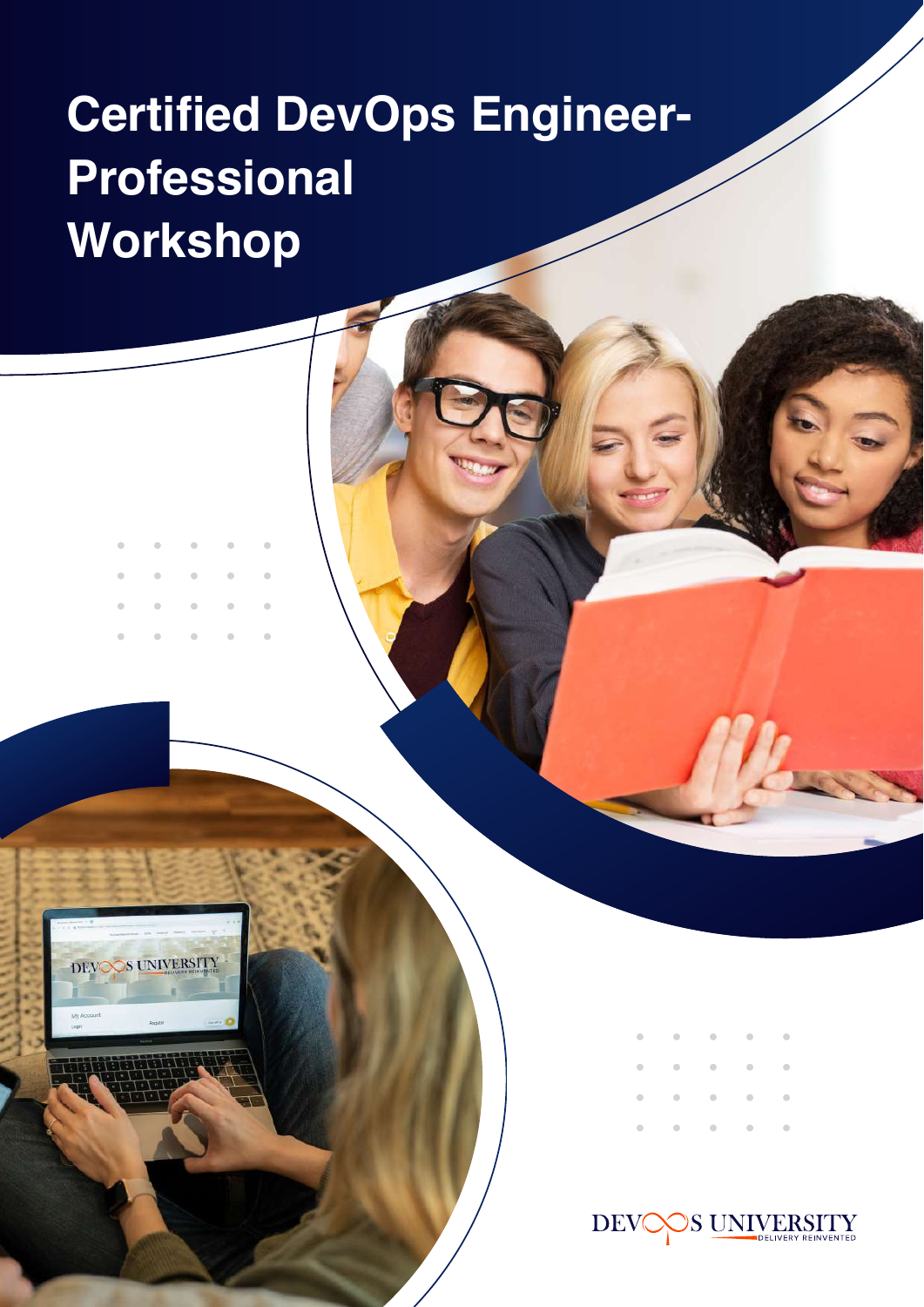# Certified DevOps Engineer-Professional Workshop

DEVOPS UNIVERSITY
DELIVERY REINVENTED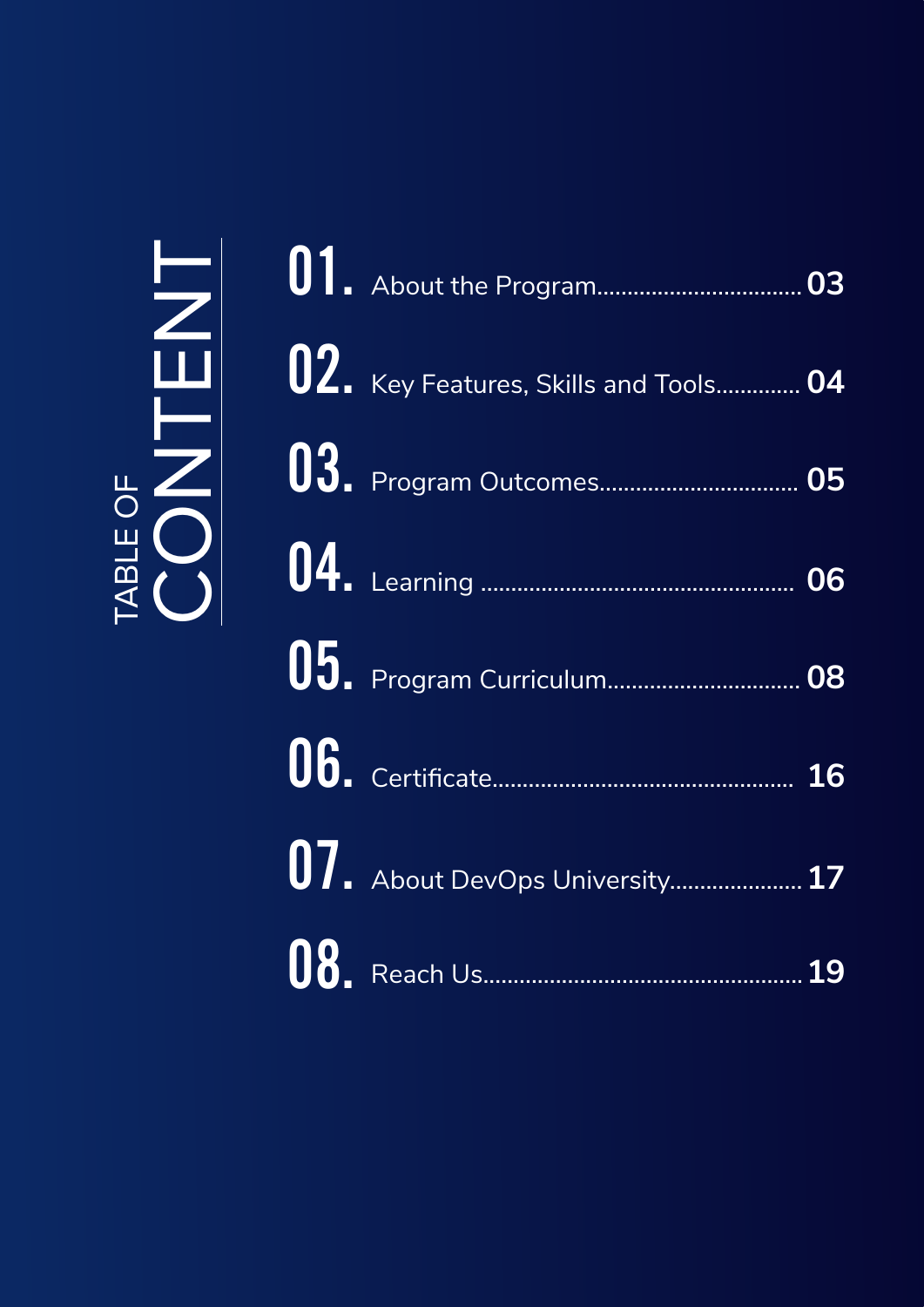# TABLE OF CONTENT

| | | |
|---|---|---|
| 01. | About the Program | 03 |
| 02. | Key Features, Skills and Tools | 04 |
| 03. | Program Outcomes | 05 |
| 04. | Learning | 06 |
| 05. | Program Curriculum | 08 |
| 06. | Certificate | 16 |
| 07. | About DevOps University | 17 |
| 08. | Reach Us | 19 |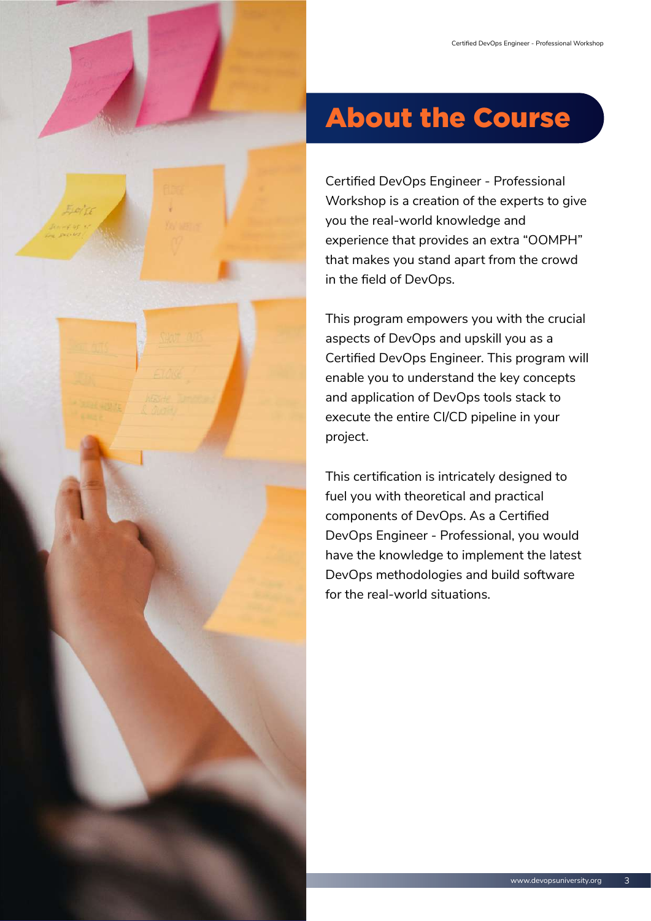# About the Course

Certified DevOps Engineer - Professional Workshop is a creation of the experts to give you the real-world knowledge and experience that provides an extra "OOMPH" that makes you stand apart from the crowd in the field of DevOps.

This program empowers you with the crucial aspects of DevOps and upskill you as a Certified DevOps Engineer. This program will enable you to understand the key concepts and application of DevOps tools stack to execute the entire CI/CD pipeline in your project.

This certification is intricately designed to fuel you with theoretical and practical components of DevOps. As a Certified DevOps Engineer - Professional, you would have the knowledge to implement the latest DevOps methodologies and build software for the real-world situations.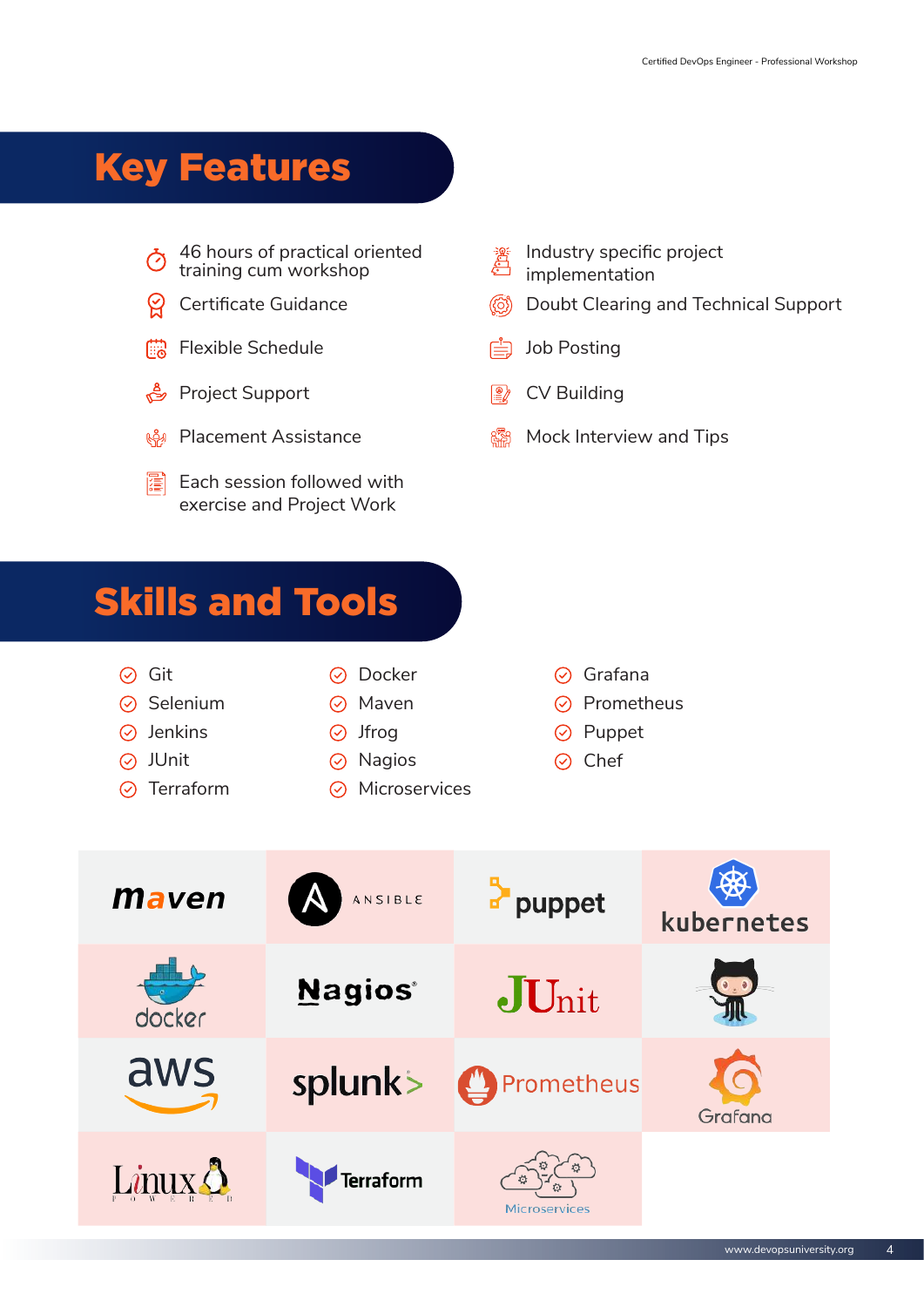## Key Features

- 46 hours of practical oriented training cum workshop
- Certificate Guidance
- Flexible Schedule
- Project Support
- Placement Assistance
- Each session followed with exercise and Project Work
- Industry specific project implementation
- Doubt Clearing and Technical Support
- Job Posting
- CV Building
- Mock Interview and Tips

## Skills and Tools

- Git
- Selenium
- Jenkins
- JUnit
- Terraform
- Docker
- Maven
- Jfrog
- Nagios
- Microservices
- Grafana
- Prometheus
- Puppet
- Chef

maven · ANSIBLE · puppet · kubernetes · docker · Nagios · JUnit · aws · splunk> · Prometheus · Grafana · Linux POWERED · Terraform · Microservices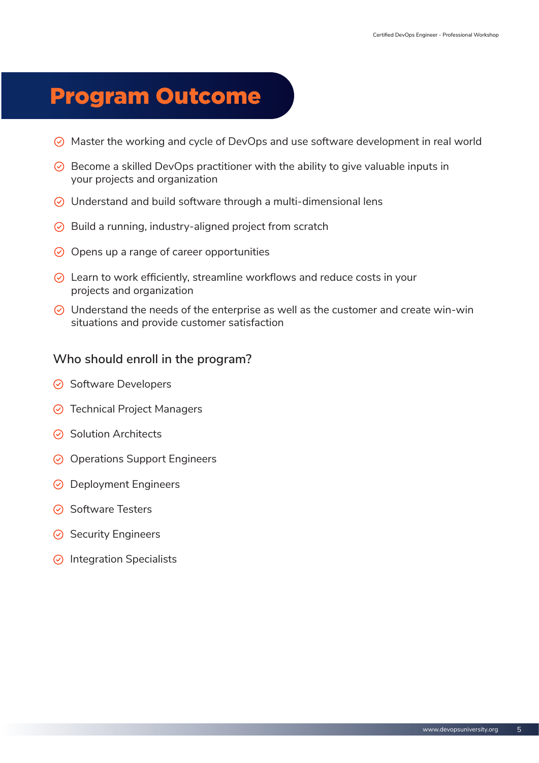# Program Outcome

- Master the working and cycle of DevOps and use software development in real world
- Become a skilled DevOps practitioner with the ability to give valuable inputs in your projects and organization
- Understand and build software through a multi-dimensional lens
- Build a running, industry-aligned project from scratch
- Opens up a range of career opportunities
- Learn to work efficiently, streamline workflows and reduce costs in your projects and organization
- Understand the needs of the enterprise as well as the customer and create win-win situations and provide customer satisfaction

## Who should enroll in the program?

- Software Developers
- Technical Project Managers
- Solution Architects
- Operations Support Engineers
- Deployment Engineers
- Software Testers
- Security Engineers
- Integration Specialists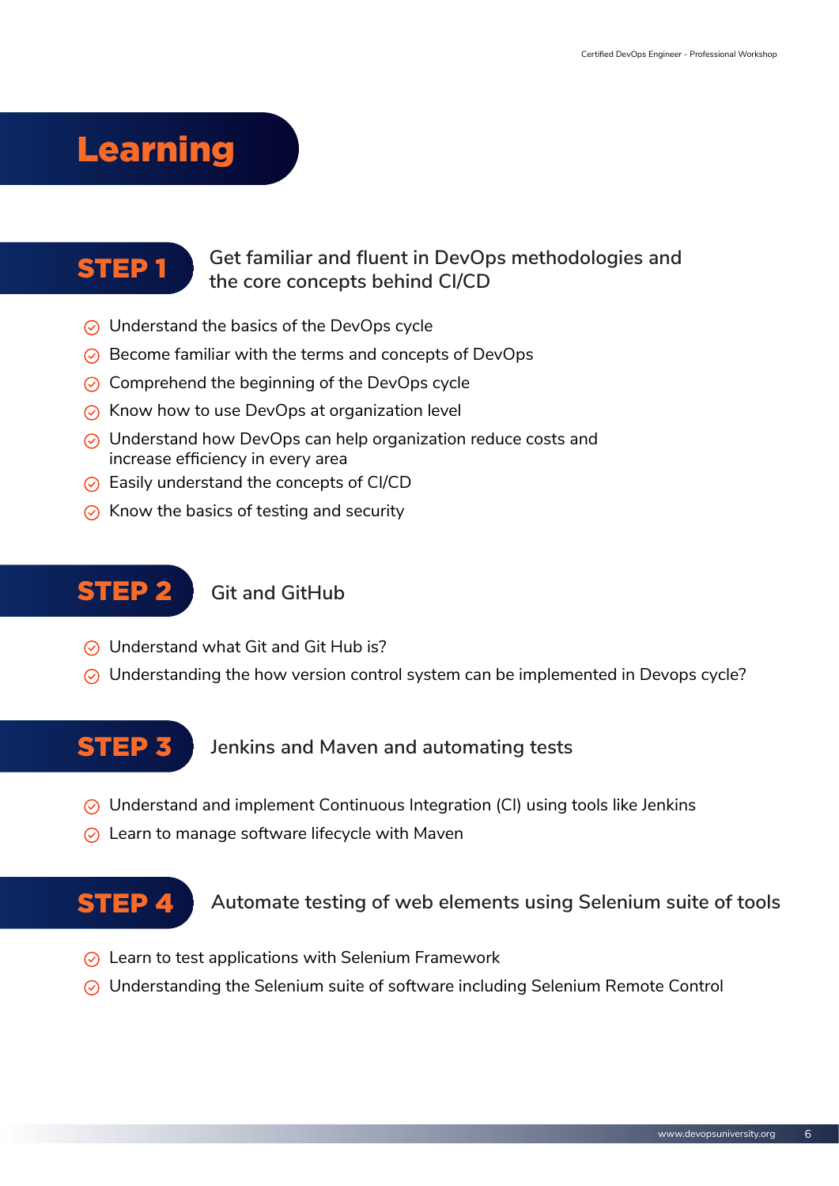# Learning

## STEP 1 Get familiar and fluent in DevOps methodologies and the core concepts behind CI/CD

- Understand the basics of the DevOps cycle
- Become familiar with the terms and concepts of DevOps
- Comprehend the beginning of the DevOps cycle
- Know how to use DevOps at organization level
- Understand how DevOps can help organization reduce costs and increase efficiency in every area
- Easily understand the concepts of CI/CD
- Know the basics of testing and security

## STEP 2 Git and GitHub

- Understand what Git and Git Hub is?
- Understanding the how version control system can be implemented in Devops cycle?

## STEP 3 Jenkins and Maven and automating tests

- Understand and implement Continuous Integration (CI) using tools like Jenkins
- Learn to manage software lifecycle with Maven

## STEP 4 Automate testing of web elements using Selenium suite of tools

- Learn to test applications with Selenium Framework
- Understanding the Selenium suite of software including Selenium Remote Control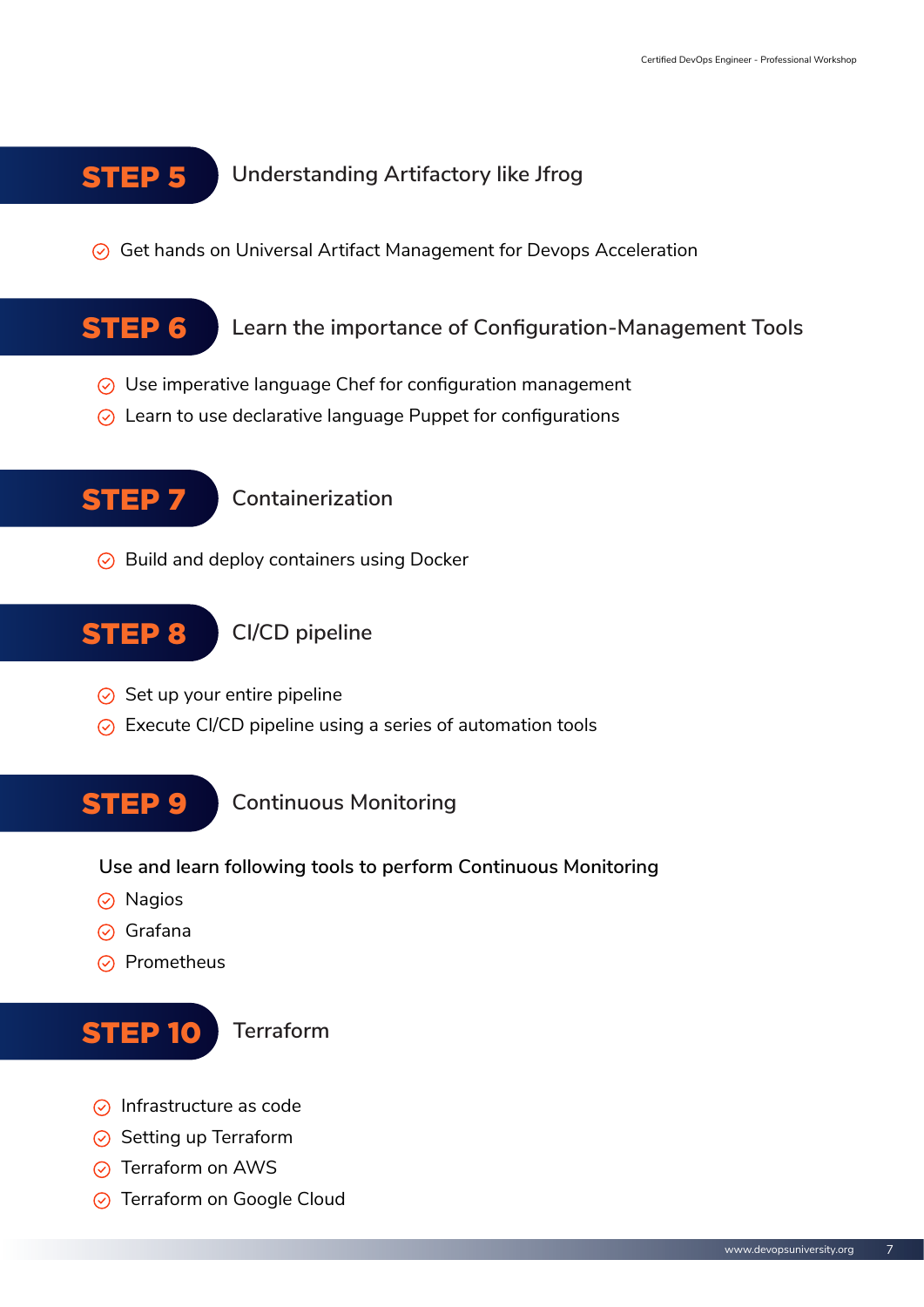## STEP 5 Understanding Artifactory like Jfrog

- Get hands on Universal Artifact Management for Devops Acceleration

## STEP 6 Learn the importance of Configuration-Management Tools

- Use imperative language Chef for configuration management
- Learn to use declarative language Puppet for configurations

## STEP 7 Containerization

- Build and deploy containers using Docker

## STEP 8 CI/CD pipeline

- Set up your entire pipeline
- Execute CI/CD pipeline using a series of automation tools

## STEP 9 Continuous Monitoring

Use and learn following tools to perform Continuous Monitoring

- Nagios
- Grafana
- Prometheus

## STEP 10 Terraform

- Infrastructure as code
- Setting up Terraform
- Terraform on AWS
- Terraform on Google Cloud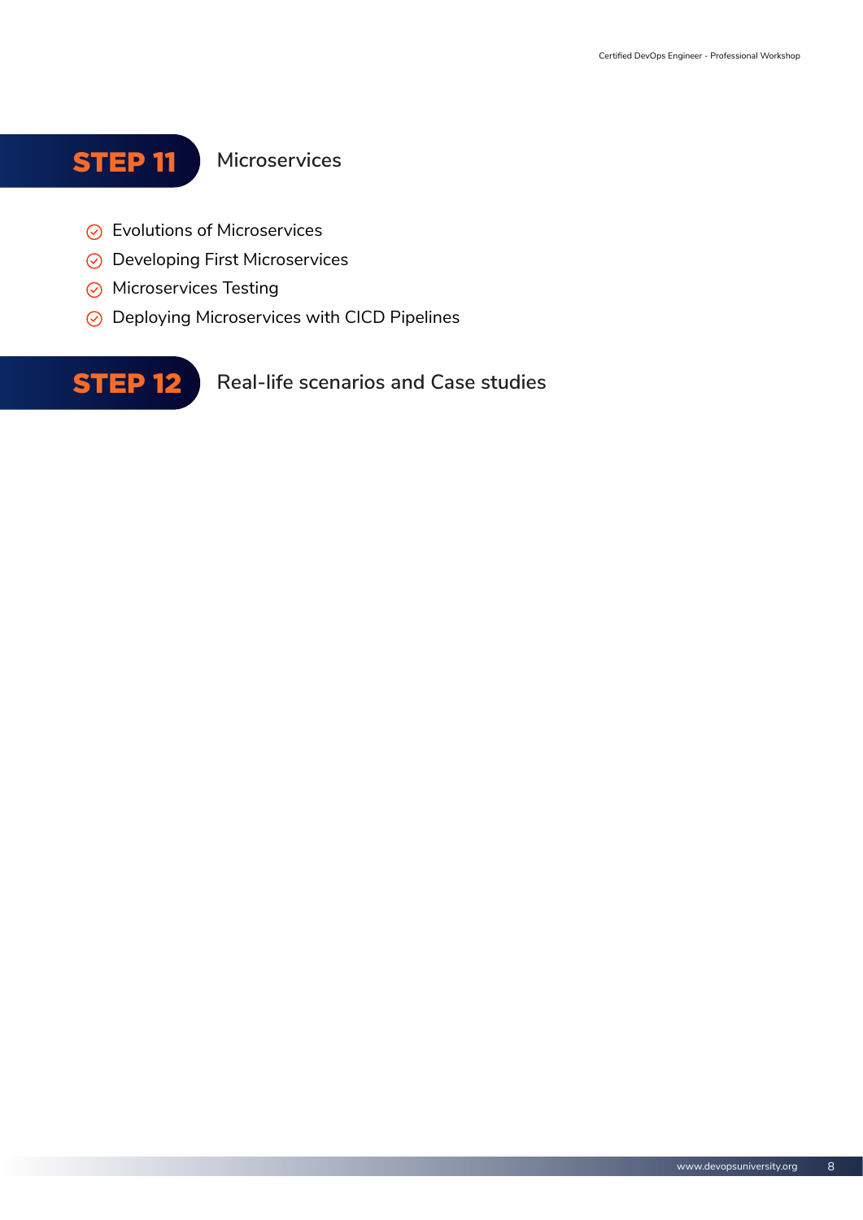## STEP 11 Microservices

- Evolutions of Microservices
- Developing First Microservices
- Microservices Testing
- Deploying Microservices with CICD Pipelines

## STEP 12 Real-life scenarios and Case studies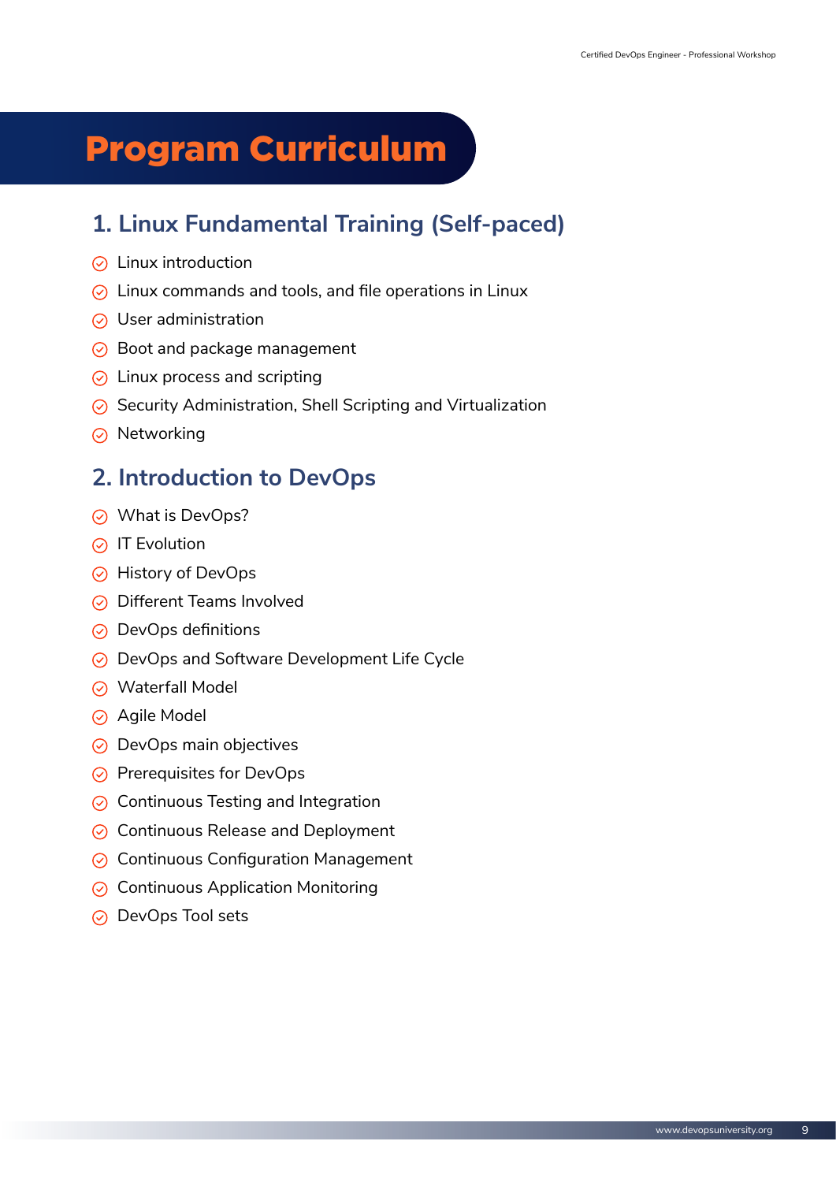# Program Curriculum

## 1. Linux Fundamental Training (Self-paced)

- Linux introduction
- Linux commands and tools, and file operations in Linux
- User administration
- Boot and package management
- Linux process and scripting
- Security Administration, Shell Scripting and Virtualization
- Networking

## 2. Introduction to DevOps

- What is DevOps?
- IT Evolution
- History of DevOps
- Different Teams Involved
- DevOps definitions
- DevOps and Software Development Life Cycle
- Waterfall Model
- Agile Model
- DevOps main objectives
- Prerequisites for DevOps
- Continuous Testing and Integration
- Continuous Release and Deployment
- Continuous Configuration Management
- Continuous Application Monitoring
- DevOps Tool sets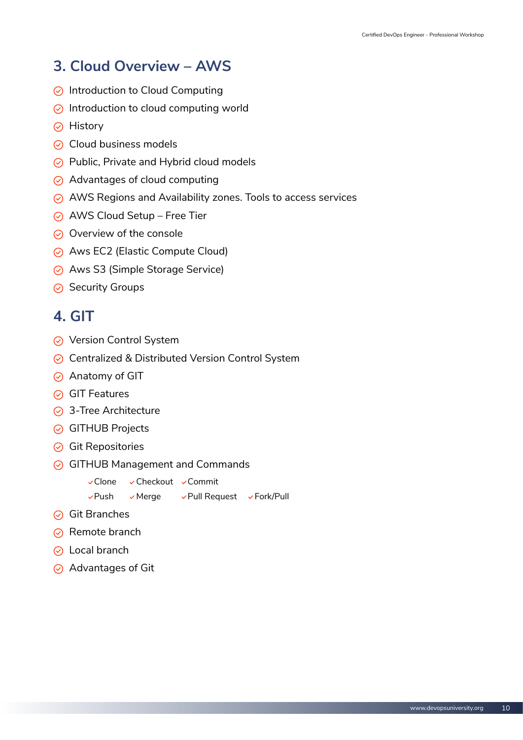## 3. Cloud Overview – AWS

- Introduction to Cloud Computing
- Introduction to cloud computing world
- History
- Cloud business models
- Public, Private and Hybrid cloud models
- Advantages of cloud computing
- AWS Regions and Availability zones. Tools to access services
- AWS Cloud Setup – Free Tier
- Overview of the console
- Aws EC2 (Elastic Compute Cloud)
- Aws S3 (Simple Storage Service)
- Security Groups

## 4. GIT

- Version Control System
- Centralized & Distributed Version Control System
- Anatomy of GIT
- GIT Features
- 3-Tree Architecture
- GITHUB Projects
- Git Repositories
- GITHUB Management and Commands
  - Clone
  - Checkout
  - Commit
  - Push
  - Merge
  - Pull Request
  - Fork/Pull
- Git Branches
- Remote branch
- Local branch
- Advantages of Git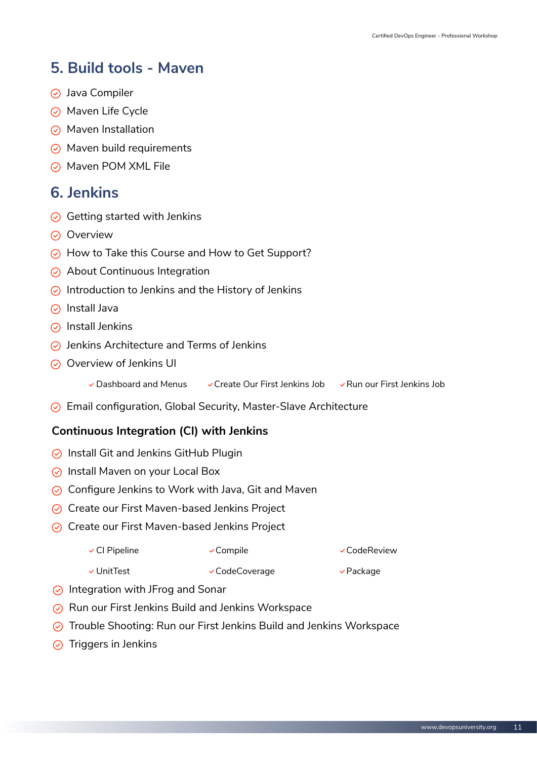## 5. Build tools - Maven

- Java Compiler
- Maven Life Cycle
- Maven Installation
- Maven build requirements
- Maven POM XML File

## 6. Jenkins

- Getting started with Jenkins
- Overview
- How to Take this Course and How to Get Support?
- About Continuous Integration
- Introduction to Jenkins and the History of Jenkins
- Install Java
- Install Jenkins
- Jenkins Architecture and Terms of Jenkins
- Overview of Jenkins UI
    - Dashboard and Menus
    - Create Our First Jenkins Job
    - Run our First Jenkins Job
- Email configuration, Global Security, Master-Slave Architecture

### Continuous Integration (CI) with Jenkins

- Install Git and Jenkins GitHub Plugin
- Install Maven on your Local Box
- Configure Jenkins to Work with Java, Git and Maven
- Create our First Maven-based Jenkins Project
- Create our First Maven-based Jenkins Project
    - CI Pipeline
    - Compile
    - CodeReview
    - UnitTest
    - CodeCoverage
    - Package
- Integration with JFrog and Sonar
- Run our First Jenkins Build and Jenkins Workspace
- Trouble Shooting: Run our First Jenkins Build and Jenkins Workspace
- Triggers in Jenkins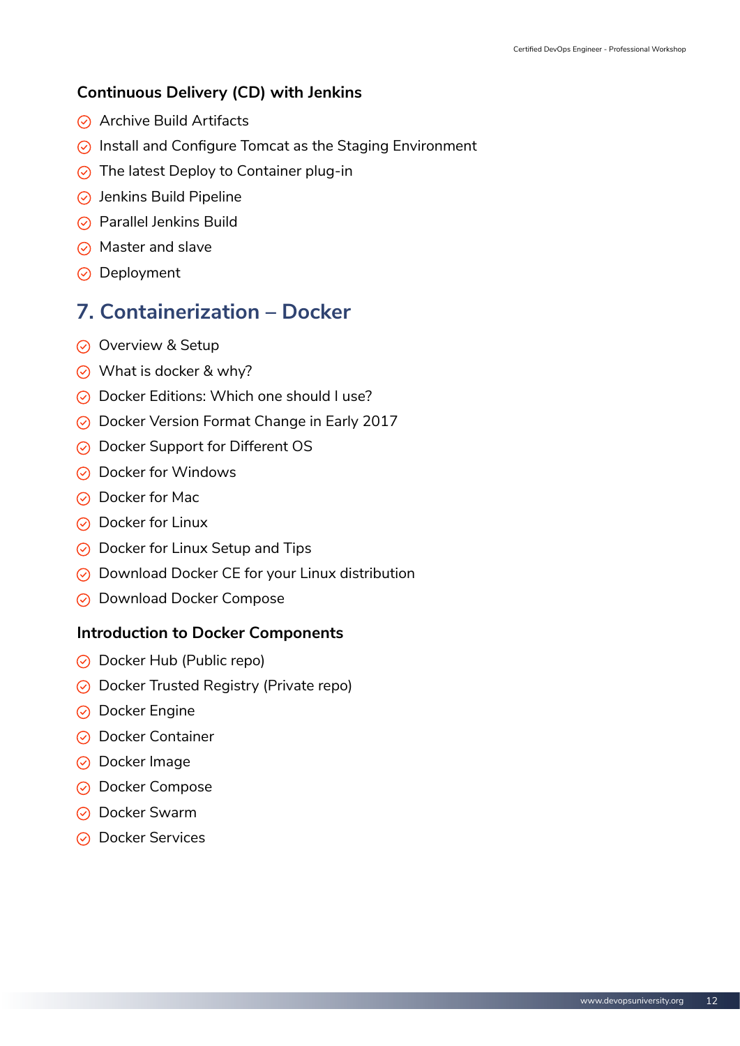### Continuous Delivery (CD) with Jenkins

- Archive Build Artifacts
- Install and Configure Tomcat as the Staging Environment
- The latest Deploy to Container plug-in
- Jenkins Build Pipeline
- Parallel Jenkins Build
- Master and slave
- Deployment

## 7. Containerization – Docker

- Overview & Setup
- What is docker & why?
- Docker Editions: Which one should I use?
- Docker Version Format Change in Early 2017
- Docker Support for Different OS
- Docker for Windows
- Docker for Mac
- Docker for Linux
- Docker for Linux Setup and Tips
- Download Docker CE for your Linux distribution
- Download Docker Compose

### Introduction to Docker Components

- Docker Hub (Public repo)
- Docker Trusted Registry (Private repo)
- Docker Engine
- Docker Container
- Docker Image
- Docker Compose
- Docker Swarm
- Docker Services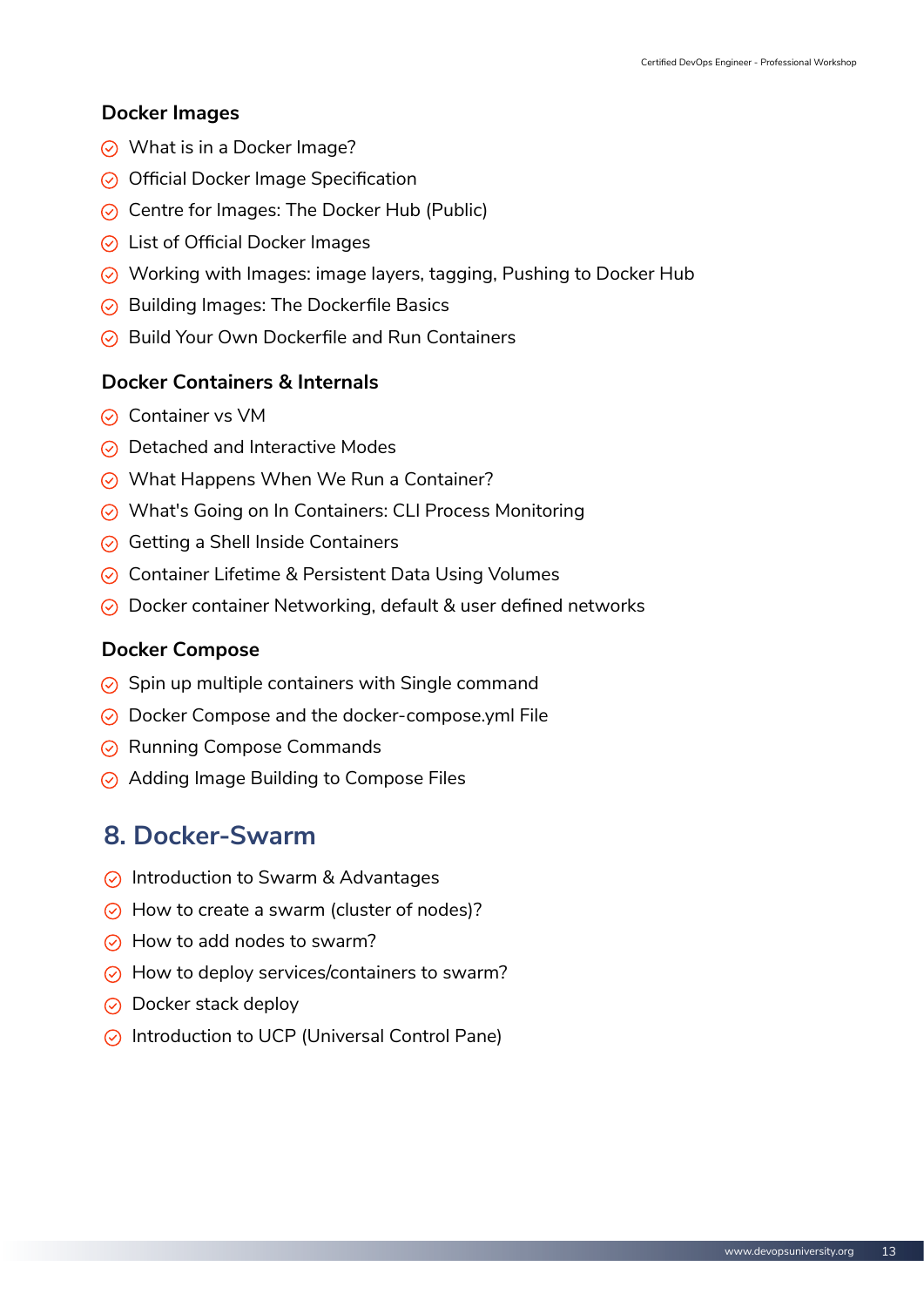### Docker Images

- What is in a Docker Image?
- Official Docker Image Specification
- Centre for Images: The Docker Hub (Public)
- List of Official Docker Images
- Working with Images: image layers, tagging, Pushing to Docker Hub
- Building Images: The Dockerfile Basics
- Build Your Own Dockerfile and Run Containers

### Docker Containers & Internals

- Container vs VM
- Detached and Interactive Modes
- What Happens When We Run a Container?
- What's Going on In Containers: CLI Process Monitoring
- Getting a Shell Inside Containers
- Container Lifetime & Persistent Data Using Volumes
- Docker container Networking, default & user defined networks

### Docker Compose

- Spin up multiple containers with Single command
- Docker Compose and the docker-compose.yml File
- Running Compose Commands
- Adding Image Building to Compose Files

## 8. Docker-Swarm

- Introduction to Swarm & Advantages
- How to create a swarm (cluster of nodes)?
- How to add nodes to swarm?
- How to deploy services/containers to swarm?
- Docker stack deploy
- Introduction to UCP (Universal Control Pane)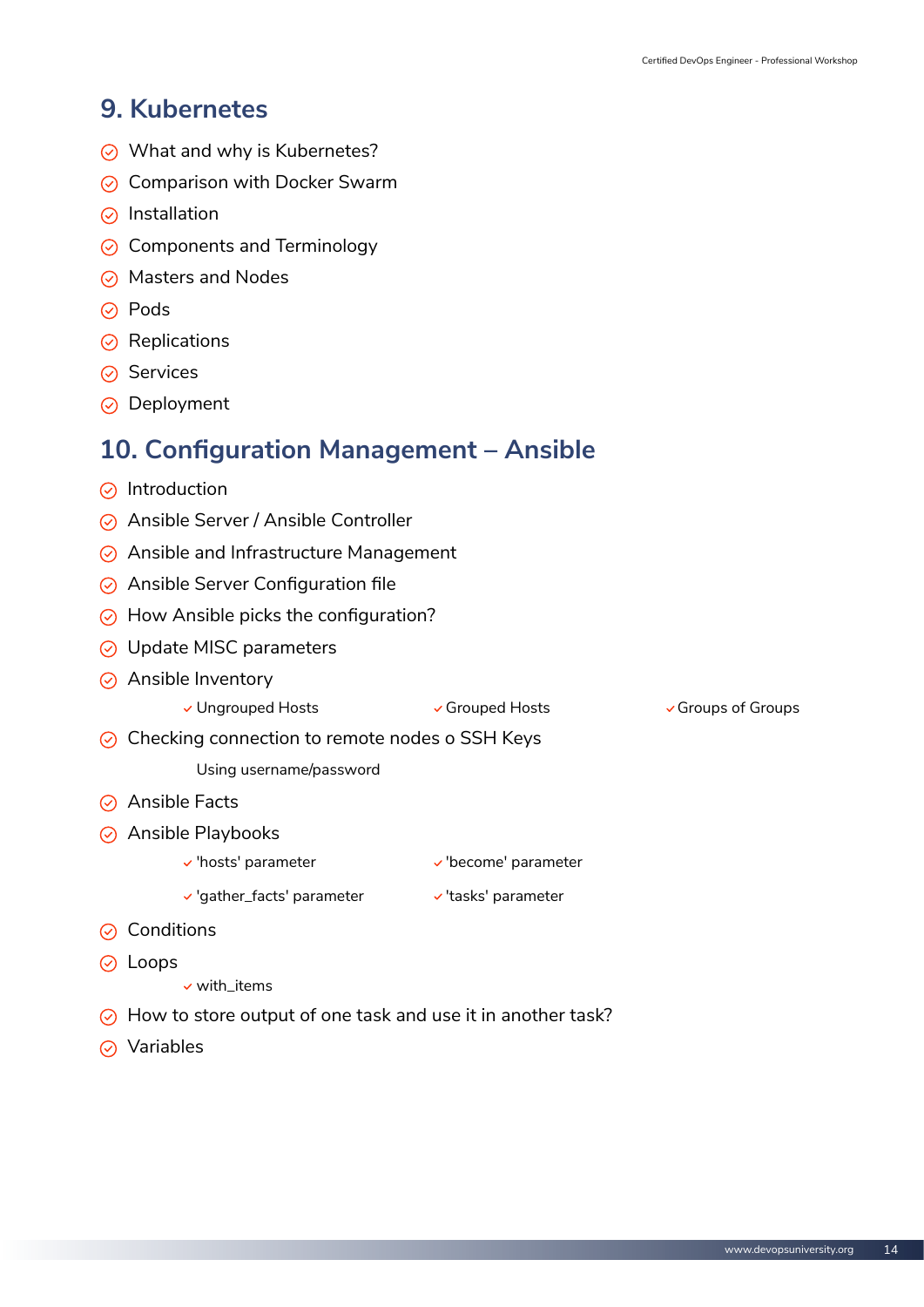## 9. Kubernetes

- What and why is Kubernetes?
- Comparison with Docker Swarm
- Installation
- Components and Terminology
- Masters and Nodes
- Pods
- Replications
- Services
- Deployment

## 10. Configuration Management – Ansible

- Introduction
- Ansible Server / Ansible Controller
- Ansible and Infrastructure Management
- Ansible Server Configuration file
- How Ansible picks the configuration?
- Update MISC parameters
- Ansible Inventory
    - Ungrouped Hosts
    - Grouped Hosts
    - Groups of Groups
- Checking connection to remote nodes o SSH Keys

    Using username/password
- Ansible Facts
- Ansible Playbooks
    - 'hosts' parameter
    - 'become' parameter
    - 'gather_facts' parameter
    - 'tasks' parameter
- Conditions
- Loops
    - with_items
- How to store output of one task and use it in another task?
- Variables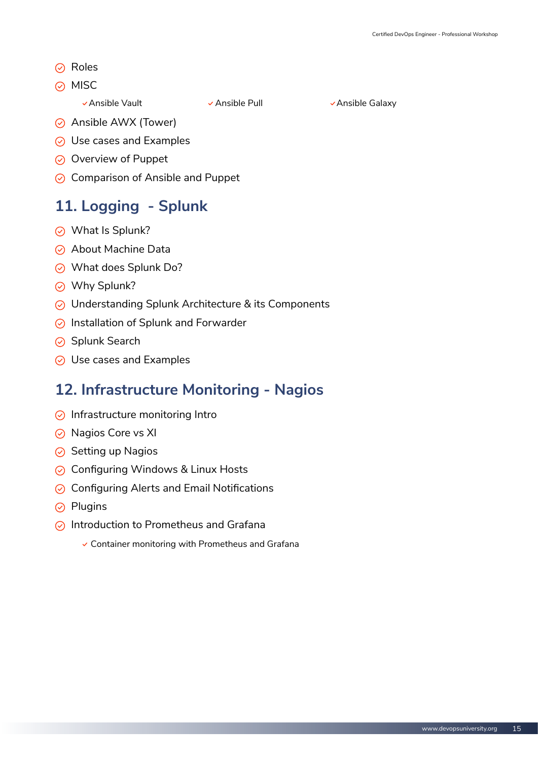- Roles
- MISC
  - Ansible Vault
  - Ansible Pull
  - Ansible Galaxy
- Ansible AWX (Tower)
- Use cases and Examples
- Overview of Puppet
- Comparison of Ansible and Puppet

## 11. Logging - Splunk

- What Is Splunk?
- About Machine Data
- What does Splunk Do?
- Why Splunk?
- Understanding Splunk Architecture & its Components
- Installation of Splunk and Forwarder
- Splunk Search
- Use cases and Examples

## 12. Infrastructure Monitoring - Nagios

- Infrastructure monitoring Intro
- Nagios Core vs XI
- Setting up Nagios
- Configuring Windows & Linux Hosts
- Configuring Alerts and Email Notifications
- Plugins
- Introduction to Prometheus and Grafana
  - Container monitoring with Prometheus and Grafana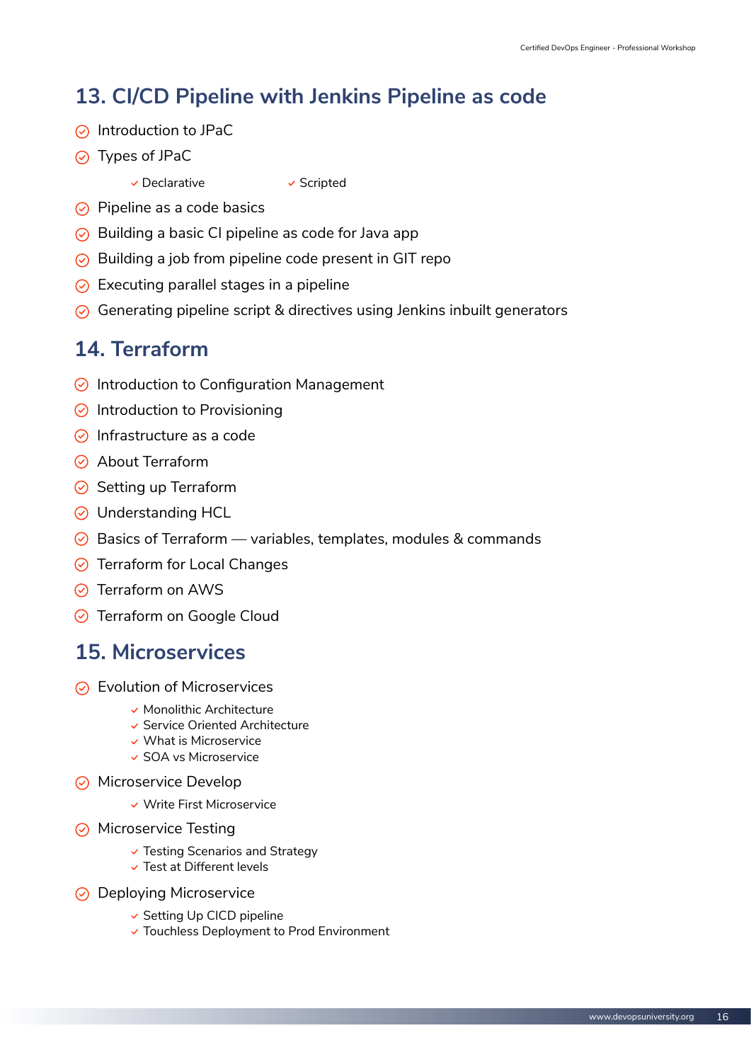## 13. CI/CD Pipeline with Jenkins Pipeline as code

- Introduction to JPaC
- Types of JPaC
  - Declarative
  - Scripted
- Pipeline as a code basics
- Building a basic CI pipeline as code for Java app
- Building a job from pipeline code present in GIT repo
- Executing parallel stages in a pipeline
- Generating pipeline script & directives using Jenkins inbuilt generators

## 14. Terraform

- Introduction to Configuration Management
- Introduction to Provisioning
- Infrastructure as a code
- About Terraform
- Setting up Terraform
- Understanding HCL
- Basics of Terraform — variables, templates, modules & commands
- Terraform for Local Changes
- Terraform on AWS
- Terraform on Google Cloud

## 15. Microservices

- Evolution of Microservices
  - Monolithic Architecture
  - Service Oriented Architecture
  - What is Microservice
  - SOA vs Microservice
- Microservice Develop
  - Write First Microservice
- Microservice Testing
  - Testing Scenarios and Strategy
  - Test at Different levels
- Deploying Microservice
  - Setting Up CICD pipeline
  - Touchless Deployment to Prod Environment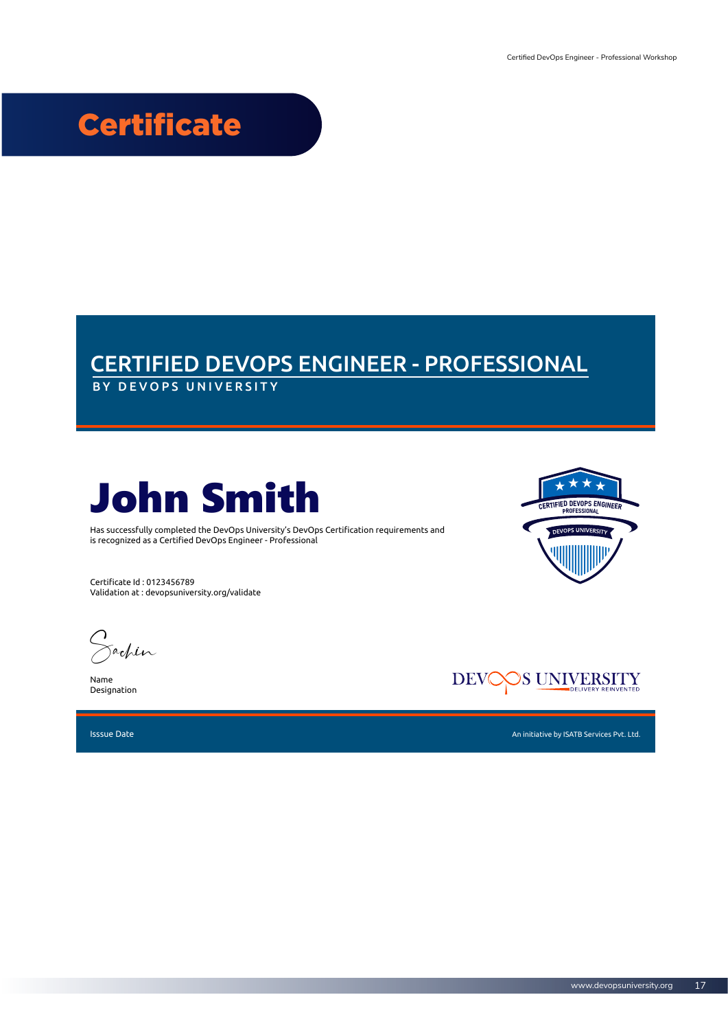# Certificate

## CERTIFIED DEVOPS ENGINEER - PROFESSIONAL

BY DEVOPS UNIVERSITY

# John Smith

Has successfully completed the DevOps University's DevOps Certification requirements and is recognized as a Certified DevOps Engineer - Professional

Certificate Id : 0123456789
Validation at : devopsuniversity.org/validate

CERTIFIED DEVOPS ENGINEER
PROFESSIONAL
DEVOPS UNIVERSITY

Sachin

Name
Designation

DEVOPS UNIVERSITY
DELIVERY REINVENTED

Isssue Date

An initiative by ISATB Services Pvt. Ltd.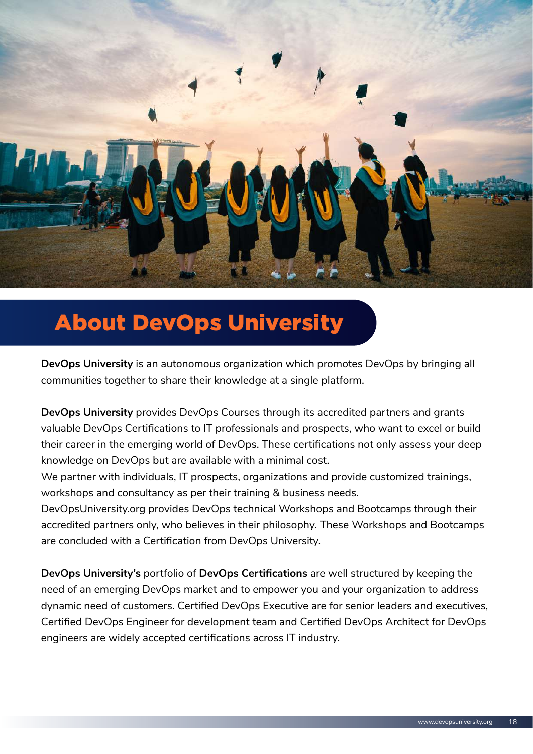# About DevOps University

**DevOps University** is an autonomous organization which promotes DevOps by bringing all communities together to share their knowledge at a single platform.

**DevOps University** provides DevOps Courses through its accredited partners and grants valuable DevOps Certifications to IT professionals and prospects, who want to excel or build their career in the emerging world of DevOps. These certifications not only assess your deep knowledge on DevOps but are available with a minimal cost.
We partner with individuals, IT prospects, organizations and provide customized trainings, workshops and consultancy as per their training & business needs.
DevOpsUniversity.org provides DevOps technical Workshops and Bootcamps through their accredited partners only, who believes in their philosophy. These Workshops and Bootcamps are concluded with a Certification from DevOps University.

**DevOps University's** portfolio of **DevOps Certifications** are well structured by keeping the need of an emerging DevOps market and to empower you and your organization to address dynamic need of customers. Certified DevOps Executive are for senior leaders and executives, Certified DevOps Engineer for development team and Certified DevOps Architect for DevOps engineers are widely accepted certifications across IT industry.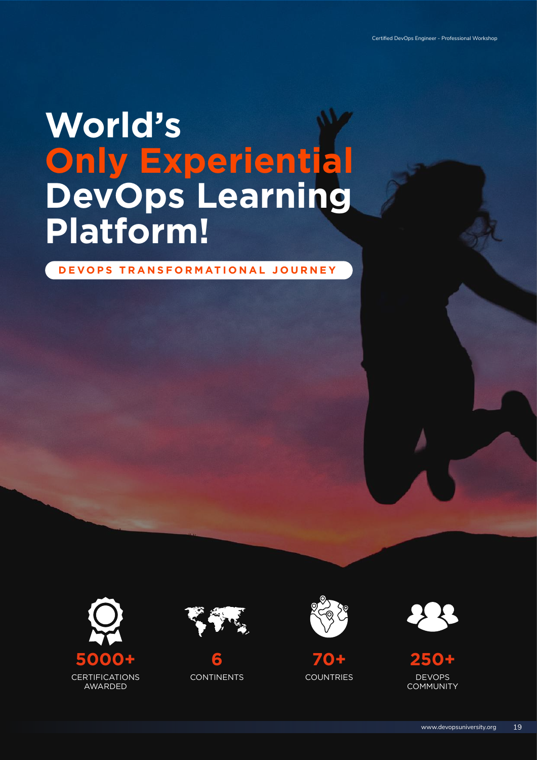# World's Only Experiential DevOps Learning Platform!

**DEVOPS TRANSFORMATIONAL JOURNEY**

**5000+**
CERTIFICATIONS AWARDED

**6**
CONTINENTS

**70+**
COUNTRIES

**250+**
DEVOPS COMMUNITY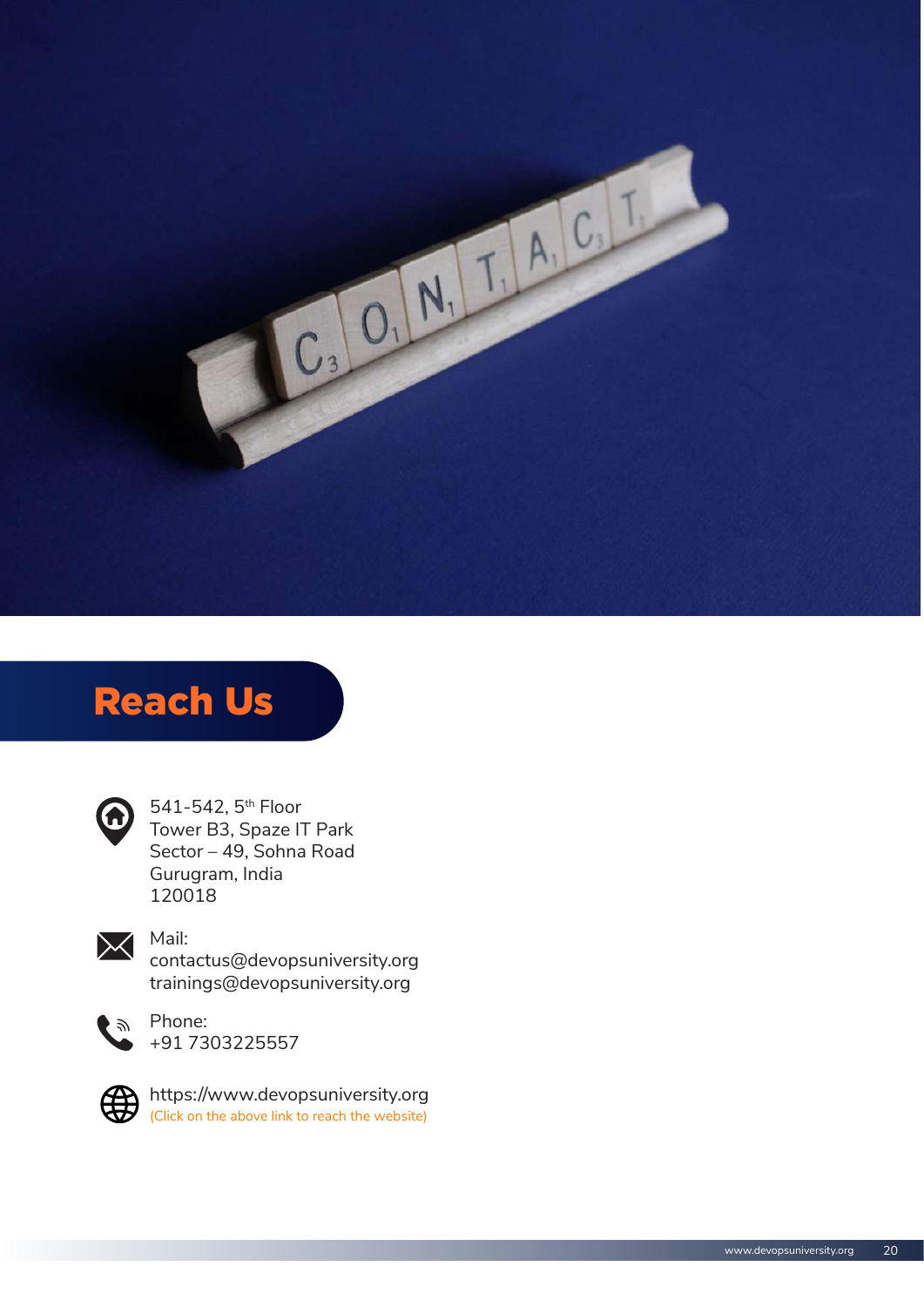## Reach Us

541-542, 5th Floor
Tower B3, Spaze IT Park
Sector – 49, Sohna Road
Gurugram, India
120018

Mail:
contactus@devopsuniversity.org
trainings@devopsuniversity.org

Phone:
+91 7303225557

https://www.devopsuniversity.org
(Click on the above link to reach the website)